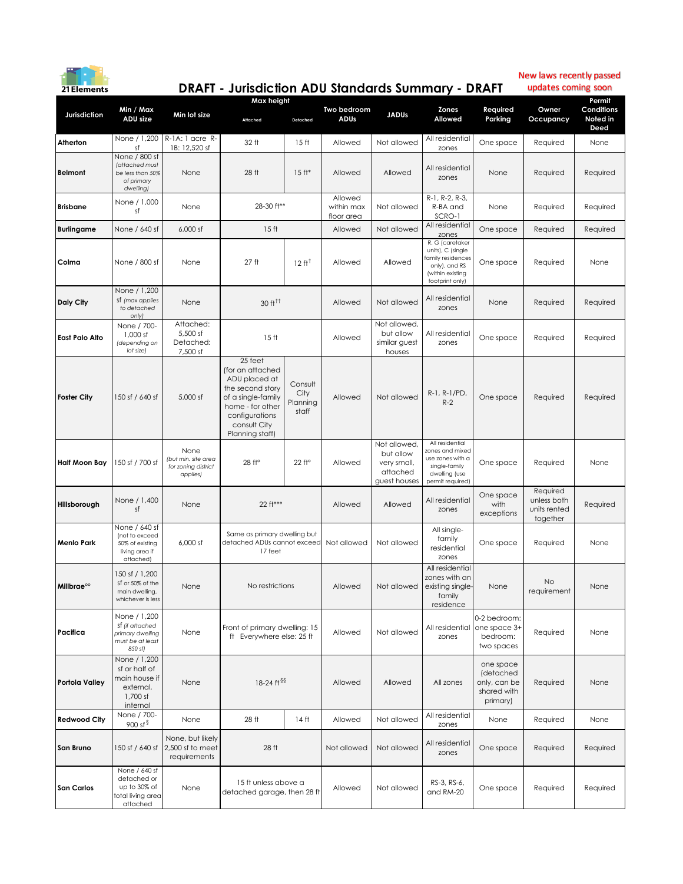21 Elements

# DRAFT - Jurisdiction ADU Standards Summary - DRAFT

New laws recently passed updates coming soon

| Jurisdiction | Min / Max ADU size | Min lot size | Max height | | Two bedroom ADUs | JADUs | Zones Allowed | Required Parking | Owner Occupancy | Permit Conditions Noted in Deed |
|---|---|---|---|---|---|---|---|---|---|---|
| | | | Attached | Detached | | | | | | |
| **Atherton** | None / 1,200 sf | R-1A: 1 acre R-1B: 12,520 sf | 32 ft | 15 ft | Allowed | Not allowed | All residential zones | One space | Required | None |
| **Belmont** | None / 800 sf *(attached must be less than 50% of primary dwelling)* | None | 28 ft | 15 ft* | Allowed | Allowed | All residential zones | None | Required | Required |
| **Brisbane** | None / 1,000 sf | None | 28-30 ft** | | Allowed within max floor area | Not allowed | R-1, R-2, R-3, R-BA and SCRO-1 | None | Required | Required |
| **Burlingame** | None / 640 sf | 6,000 sf | 15 ft | | Allowed | Not allowed | All residential zones | One space | Required | Required |
| **Colma** | None / 800 sf | None | 27 ft | 12 ft† | Allowed | Allowed | R, G (caretaker units), C (single family residences only), and RS (within existing footprint only) | One space | Required | None |
| **Daly City** | None / 1,200 sf *(max applies to detached only)* | None | 30 ft†† | | Allowed | Not allowed | All residential zones | None | Required | Required |
| **East Palo Alto** | None / 700-1,000 sf *(depending on lot size)* | Attached: 5,500 sf Detached: 7,500 sf | 15 ft | | Allowed | Not allowed, but allow similar guest houses | All residential zones | One space | Required | Required |
| **Foster City** | 150 sf / 640 sf | 5,000 sf | 25 feet (for an attached ADU placed at the second story of a single-family home - for other configurations consult City Planning staff) | Consult City Planning staff | Allowed | Not allowed | R-1, R-1/PD, R-2 | One space | Required | Required |
| **Half Moon Bay** | 150 sf / 700 sf | None *(but min. site area for zoning district applies)* | 28 ft° | 22 ft° | Allowed | Not allowed, but allow very small, attached guest houses | All residential zones and mixed use zones with a single-family dwelling (use permit required) | One space | Required | None |
| **Hillsborough** | None / 1,400 sf | None | 22 ft*** | | Allowed | Allowed | All residential zones | One space with exceptions | Required unless both units rented together | Required |
| **Menlo Park** | None / 640 sf (not to exceed 50% of existing living area if attached) | 6,000 sf | Same as primary dwelling but detached ADUs cannot exceed 17 feet | | Not allowed | Not allowed | All single-family residential zones | One space | Required | None |
| **Millbrae°°** | 150 sf / 1,200 sf or 50% of the main dwelling, whichever is less | None | No restrictions | | Allowed | Not allowed | All residential zones with an existing single-family residence | None | No requirement | None |
| **Pacifica** | None / 1,200 sf *(if attached primary dwelling must be at least 850 sf)* | None | Front of primary dwelling: 15 ft Everywhere else: 25 ft | | Allowed | Not allowed | All residential zones | 0-2 bedroom: one space 3+ bedroom: two spaces | Required | None |
| **Portola Valley** | None / 1,200 sf or half of main house if external, 1,700 sf internal | None | 18-24 ft§§ | | Allowed | Allowed | All zones | one space (detached only, can be shared with primary) | Required | None |
| **Redwood City** | None / 700-900 sf§ | None | 28 ft | 14 ft | Allowed | Not allowed | All residential zones | None | Required | None |
| **San Bruno** | 150 sf / 640 sf | None, but likely 2,500 sf to meet requirements | 28 ft | | Not allowed | Not allowed | All residential zones | One space | Required | Required |
| **San Carlos** | None / 640 sf detached or up to 30% of total living area attached | None | 15 ft unless above a detached garage, then 28 ft | | Allowed | Not allowed | RS-3, RS-6, and RM-20 | One space | Required | Required |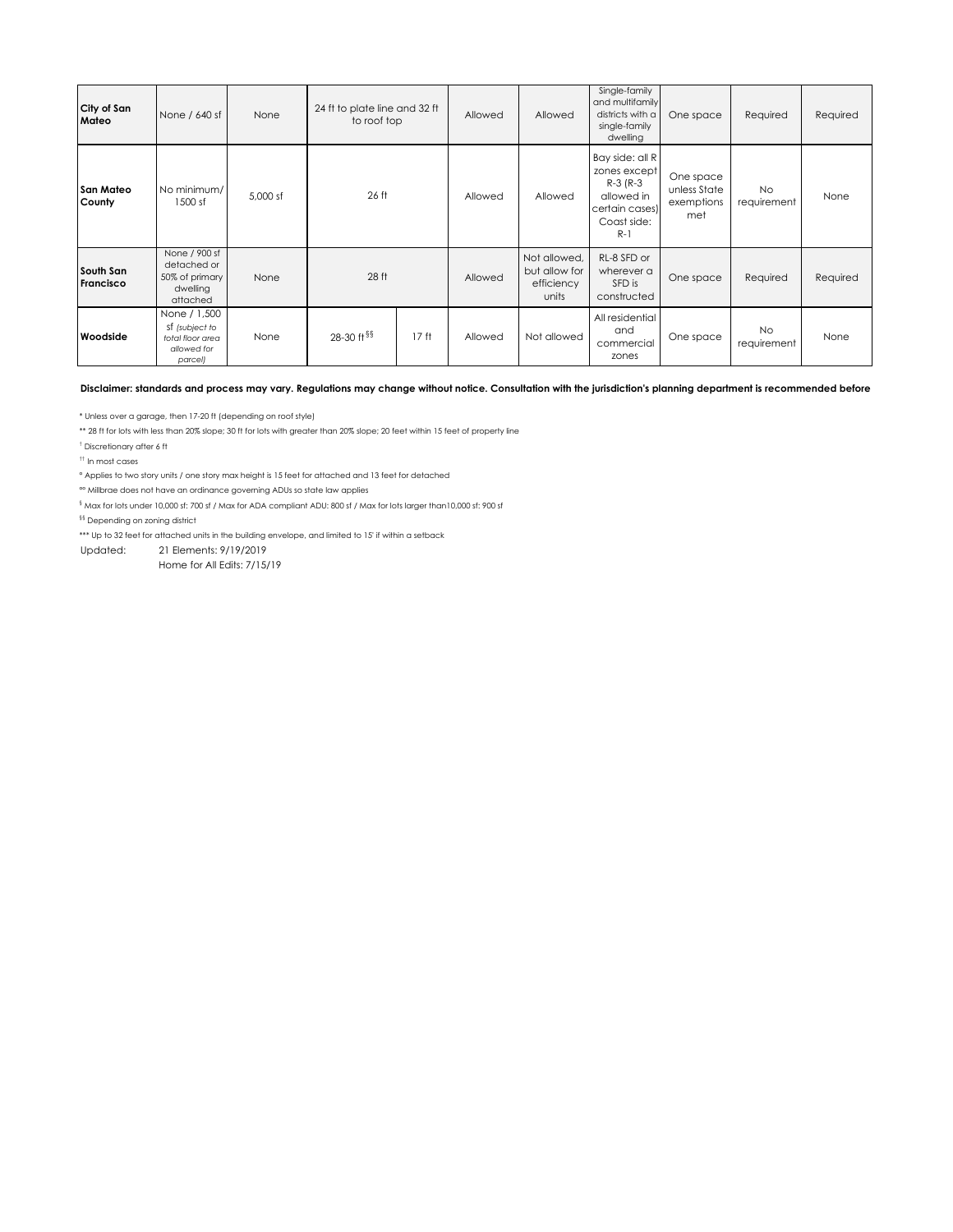| | | | | | | | | | | |
|---|---|---|---|---|---|---|---|---|---|---|
| **City of San Mateo** | None / 640 sf | None | 24 ft to plate line and 32 ft to roof top | | Allowed | Allowed | Single-family and multifamily districts with a single-family dwelling | One space | Required | Required |
| **San Mateo County** | No minimum/ 1500 sf | 5,000 sf | 26 ft | | Allowed | Allowed | Bay side: all R zones except R-3 (R-3 allowed in certain cases) Coast side: R-1 | One space unless State exemptions met | No requirement | None |
| **South San Francisco** | None / 900 sf detached or 50% of primary dwelling attached | None | 28 ft | | Allowed | Not allowed, but allow for efficiency units | RL-8 SFD or wherever a SFD is constructed | One space | Required | Required |
| **Woodside** | None / 1,500 sf *(subject to total floor area allowed for parcel)* | None | 28-30 ft §§ | 17 ft | Allowed | Not allowed | All residential and commercial zones | One space | No requirement | None |

**Disclaimer: standards and process may vary. Regulations may change without notice. Consultation with the jurisdiction's planning department is recommended before**

\* Unless over a garage, then 17-20 ft (depending on roof style)

\*\* 28 ft for lots with less than 20% slope; 30 ft for lots with greater than 20% slope; 20 feet within 15 feet of property line

† Discretionary after 6 ft

†† In most cases

ª Applies to two story units / one story max height is 15 feet for attached and 13 feet for detached

ªª Millbrae does not have an ordinance governing ADUs so state law applies

§ Max for lots under 10,000 sf: 700 sf / Max for ADA compliant ADU: 800 sf / Max for lots larger than10,000 sf: 900 sf

§§ Depending on zoning district

\*\*\* Up to 32 feet for attached units in the building envelope, and limited to 15' if within a setback

Updated: 21 Elements: 9/19/2019

Home for All Edits: 7/15/19